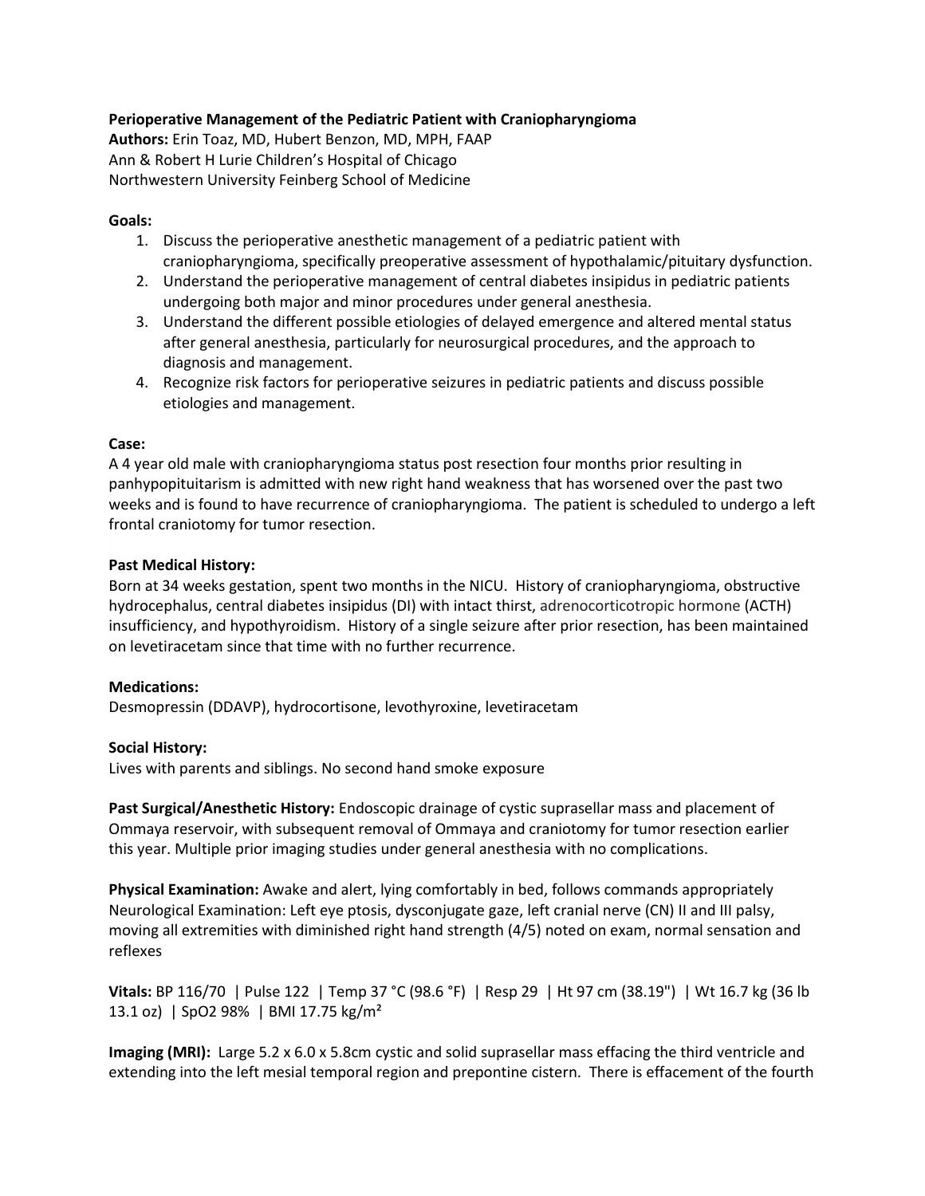**Perioperative Management of the Pediatric Patient with Craniopharyngioma**
**Authors:** Erin Toaz, MD, Hubert Benzon, MD, MPH, FAAP
Ann & Robert H Lurie Children's Hospital of Chicago
Northwestern University Feinberg School of Medicine

**Goals:**

1. Discuss the perioperative anesthetic management of a pediatric patient with craniopharyngioma, specifically preoperative assessment of hypothalamic/pituitary dysfunction.
2. Understand the perioperative management of central diabetes insipidus in pediatric patients undergoing both major and minor procedures under general anesthesia.
3. Understand the different possible etiologies of delayed emergence and altered mental status after general anesthesia, particularly for neurosurgical procedures, and the approach to diagnosis and management.
4. Recognize risk factors for perioperative seizures in pediatric patients and discuss possible etiologies and management.

**Case:**
A 4 year old male with craniopharyngioma status post resection four months prior resulting in panhypopituitarism is admitted with new right hand weakness that has worsened over the past two weeks and is found to have recurrence of craniopharyngioma. The patient is scheduled to undergo a left frontal craniotomy for tumor resection.

**Past Medical History:**
Born at 34 weeks gestation, spent two months in the NICU. History of craniopharyngioma, obstructive hydrocephalus, central diabetes insipidus (DI) with intact thirst, adrenocorticotropic hormone (ACTH) insufficiency, and hypothyroidism. History of a single seizure after prior resection, has been maintained on levetiracetam since that time with no further recurrence.

**Medications:**
Desmopressin (DDAVP), hydrocortisone, levothyroxine, levetiracetam

**Social History:**
Lives with parents and siblings. No second hand smoke exposure

**Past Surgical/Anesthetic History:** Endoscopic drainage of cystic suprasellar mass and placement of Ommaya reservoir, with subsequent removal of Ommaya and craniotomy for tumor resection earlier this year. Multiple prior imaging studies under general anesthesia with no complications.

**Physical Examination:** Awake and alert, lying comfortably in bed, follows commands appropriately
Neurological Examination: Left eye ptosis, dysconjugate gaze, left cranial nerve (CN) II and III palsy, moving all extremities with diminished right hand strength (4/5) noted on exam, normal sensation and reflexes

**Vitals:** BP 116/70 | Pulse 122 | Temp 37 °C (98.6 °F) | Resp 29 | Ht 97 cm (38.19") | Wt 16.7 kg (36 lb 13.1 oz) | SpO2 98% | BMI 17.75 kg/m²

**Imaging (MRI):** Large 5.2 x 6.0 x 5.8cm cystic and solid suprasellar mass effacing the third ventricle and extending into the left mesial temporal region and prepontine cistern. There is effacement of the fourth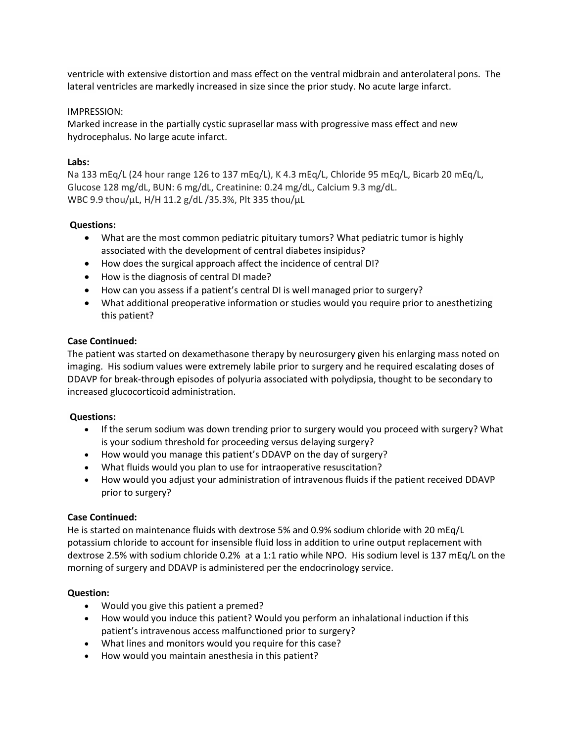ventricle with extensive distortion and mass effect on the ventral midbrain and anterolateral pons. The lateral ventricles are markedly increased in size since the prior study. No acute large infarct.

IMPRESSION:
Marked increase in the partially cystic suprasellar mass with progressive mass effect and new hydrocephalus. No large acute infarct.

**Labs:**
Na 133 mEq/L (24 hour range 126 to 137 mEq/L), K 4.3 mEq/L, Chloride 95 mEq/L, Bicarb 20 mEq/L, Glucose 128 mg/dL, BUN: 6 mg/dL, Creatinine: 0.24 mg/dL, Calcium 9.3 mg/dL.
WBC 9.9 thou/µL, H/H 11.2 g/dL /35.3%, Plt 335 thou/µL

**Questions:**

- What are the most common pediatric pituitary tumors? What pediatric tumor is highly associated with the development of central diabetes insipidus?
- How does the surgical approach affect the incidence of central DI?
- How is the diagnosis of central DI made?
- How can you assess if a patient's central DI is well managed prior to surgery?
- What additional preoperative information or studies would you require prior to anesthetizing this patient?

**Case Continued:**
The patient was started on dexamethasone therapy by neurosurgery given his enlarging mass noted on imaging. His sodium values were extremely labile prior to surgery and he required escalating doses of DDAVP for break-through episodes of polyuria associated with polydipsia, thought to be secondary to increased glucocorticoid administration.

**Questions:**

- If the serum sodium was down trending prior to surgery would you proceed with surgery? What is your sodium threshold for proceeding versus delaying surgery?
- How would you manage this patient's DDAVP on the day of surgery?
- What fluids would you plan to use for intraoperative resuscitation?
- How would you adjust your administration of intravenous fluids if the patient received DDAVP prior to surgery?

**Case Continued:**
He is started on maintenance fluids with dextrose 5% and 0.9% sodium chloride with 20 mEq/L potassium chloride to account for insensible fluid loss in addition to urine output replacement with dextrose 2.5% with sodium chloride 0.2% at a 1:1 ratio while NPO. His sodium level is 137 mEq/L on the morning of surgery and DDAVP is administered per the endocrinology service.

**Question:**

- Would you give this patient a premed?
- How would you induce this patient? Would you perform an inhalational induction if this patient's intravenous access malfunctioned prior to surgery?
- What lines and monitors would you require for this case?
- How would you maintain anesthesia in this patient?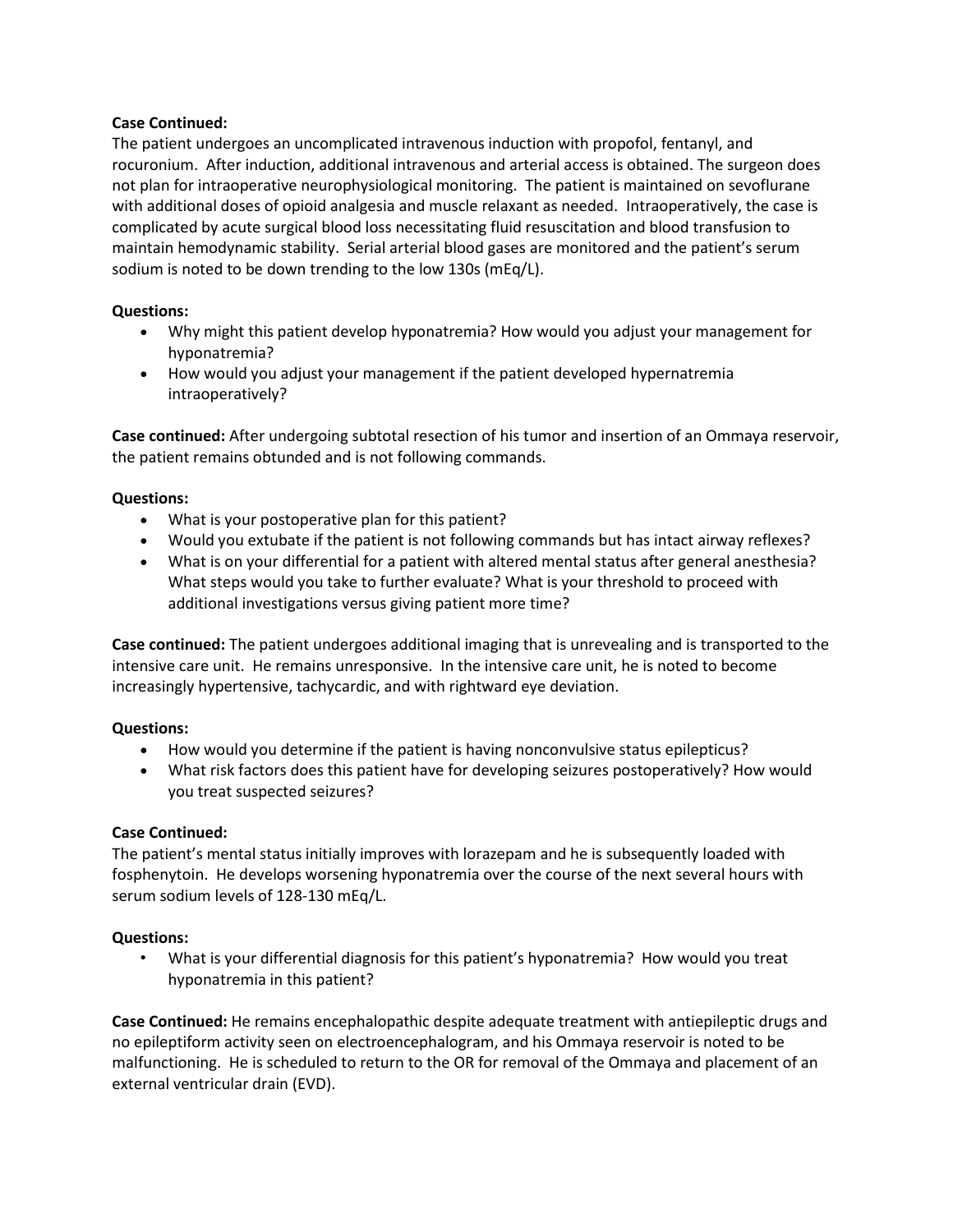**Case Continued:**
The patient undergoes an uncomplicated intravenous induction with propofol, fentanyl, and rocuronium. After induction, additional intravenous and arterial access is obtained. The surgeon does not plan for intraoperative neurophysiological monitoring. The patient is maintained on sevoflurane with additional doses of opioid analgesia and muscle relaxant as needed. Intraoperatively, the case is complicated by acute surgical blood loss necessitating fluid resuscitation and blood transfusion to maintain hemodynamic stability. Serial arterial blood gases are monitored and the patient's serum sodium is noted to be down trending to the low 130s (mEq/L).

**Questions:**

- Why might this patient develop hyponatremia? How would you adjust your management for hyponatremia?
- How would you adjust your management if the patient developed hypernatremia intraoperatively?

**Case continued:** After undergoing subtotal resection of his tumor and insertion of an Ommaya reservoir, the patient remains obtunded and is not following commands.

**Questions:**

- What is your postoperative plan for this patient?
- Would you extubate if the patient is not following commands but has intact airway reflexes?
- What is on your differential for a patient with altered mental status after general anesthesia? What steps would you take to further evaluate? What is your threshold to proceed with additional investigations versus giving patient more time?

**Case continued:** The patient undergoes additional imaging that is unrevealing and is transported to the intensive care unit. He remains unresponsive. In the intensive care unit, he is noted to become increasingly hypertensive, tachycardic, and with rightward eye deviation.

**Questions:**

- How would you determine if the patient is having nonconvulsive status epilepticus?
- What risk factors does this patient have for developing seizures postoperatively? How would you treat suspected seizures?

**Case Continued:**
The patient's mental status initially improves with lorazepam and he is subsequently loaded with fosphenytoin. He develops worsening hyponatremia over the course of the next several hours with serum sodium levels of 128-130 mEq/L.

**Questions:**

- What is your differential diagnosis for this patient's hyponatremia? How would you treat hyponatremia in this patient?

**Case Continued:** He remains encephalopathic despite adequate treatment with antiepileptic drugs and no epileptiform activity seen on electroencephalogram, and his Ommaya reservoir is noted to be malfunctioning. He is scheduled to return to the OR for removal of the Ommaya and placement of an external ventricular drain (EVD).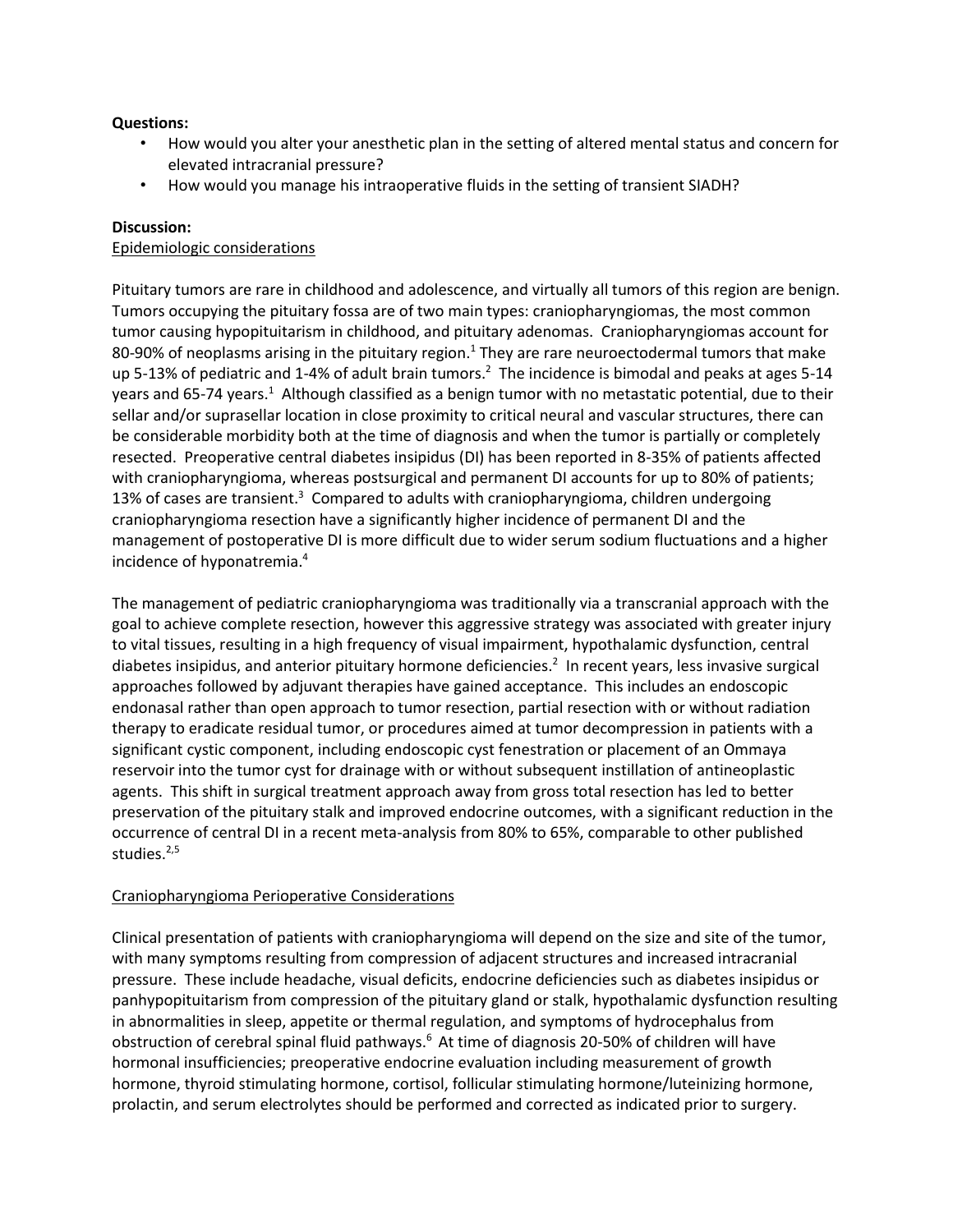**Questions:**

- How would you alter your anesthetic plan in the setting of altered mental status and concern for elevated intracranial pressure?
- How would you manage his intraoperative fluids in the setting of transient SIADH?

**Discussion:**

Epidemiologic considerations

Pituitary tumors are rare in childhood and adolescence, and virtually all tumors of this region are benign. Tumors occupying the pituitary fossa are of two main types: craniopharyngiomas, the most common tumor causing hypopituitarism in childhood, and pituitary adenomas. Craniopharyngiomas account for 80-90% of neoplasms arising in the pituitary region.[1] They are rare neuroectodermal tumors that make up 5-13% of pediatric and 1-4% of adult brain tumors.[2] The incidence is bimodal and peaks at ages 5-14 years and 65-74 years.[1] Although classified as a benign tumor with no metastatic potential, due to their sellar and/or suprasellar location in close proximity to critical neural and vascular structures, there can be considerable morbidity both at the time of diagnosis and when the tumor is partially or completely resected. Preoperative central diabetes insipidus (DI) has been reported in 8-35% of patients affected with craniopharyngioma, whereas postsurgical and permanent DI accounts for up to 80% of patients; 13% of cases are transient.[3] Compared to adults with craniopharyngioma, children undergoing craniopharyngioma resection have a significantly higher incidence of permanent DI and the management of postoperative DI is more difficult due to wider serum sodium fluctuations and a higher incidence of hyponatremia.[4]

The management of pediatric craniopharyngioma was traditionally via a transcranial approach with the goal to achieve complete resection, however this aggressive strategy was associated with greater injury to vital tissues, resulting in a high frequency of visual impairment, hypothalamic dysfunction, central diabetes insipidus, and anterior pituitary hormone deficiencies.[2] In recent years, less invasive surgical approaches followed by adjuvant therapies have gained acceptance. This includes an endoscopic endonasal rather than open approach to tumor resection, partial resection with or without radiation therapy to eradicate residual tumor, or procedures aimed at tumor decompression in patients with a significant cystic component, including endoscopic cyst fenestration or placement of an Ommaya reservoir into the tumor cyst for drainage with or without subsequent instillation of antineoplastic agents. This shift in surgical treatment approach away from gross total resection has led to better preservation of the pituitary stalk and improved endocrine outcomes, with a significant reduction in the occurrence of central DI in a recent meta-analysis from 80% to 65%, comparable to other published studies.[2,5]

Craniopharyngioma Perioperative Considerations

Clinical presentation of patients with craniopharyngioma will depend on the size and site of the tumor, with many symptoms resulting from compression of adjacent structures and increased intracranial pressure. These include headache, visual deficits, endocrine deficiencies such as diabetes insipidus or panhypopituitarism from compression of the pituitary gland or stalk, hypothalamic dysfunction resulting in abnormalities in sleep, appetite or thermal regulation, and symptoms of hydrocephalus from obstruction of cerebral spinal fluid pathways.[6] At time of diagnosis 20-50% of children will have hormonal insufficiencies; preoperative endocrine evaluation including measurement of growth hormone, thyroid stimulating hormone, cortisol, follicular stimulating hormone/luteinizing hormone, prolactin, and serum electrolytes should be performed and corrected as indicated prior to surgery.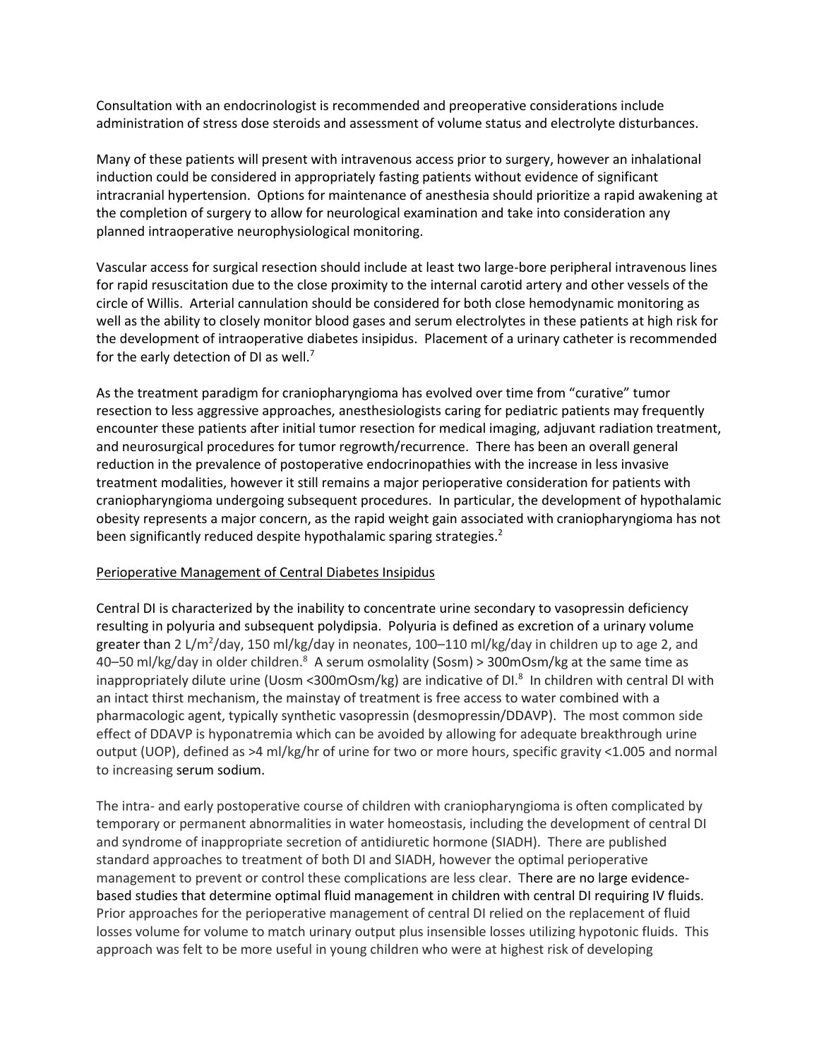Consultation with an endocrinologist is recommended and preoperative considerations include administration of stress dose steroids and assessment of volume status and electrolyte disturbances.

Many of these patients will present with intravenous access prior to surgery, however an inhalational induction could be considered in appropriately fasting patients without evidence of significant intracranial hypertension. Options for maintenance of anesthesia should prioritize a rapid awakening at the completion of surgery to allow for neurological examination and take into consideration any planned intraoperative neurophysiological monitoring.

Vascular access for surgical resection should include at least two large-bore peripheral intravenous lines for rapid resuscitation due to the close proximity to the internal carotid artery and other vessels of the circle of Willis. Arterial cannulation should be considered for both close hemodynamic monitoring as well as the ability to closely monitor blood gases and serum electrolytes in these patients at high risk for the development of intraoperative diabetes insipidus. Placement of a urinary catheter is recommended for the early detection of DI as well.[7]

As the treatment paradigm for craniopharyngioma has evolved over time from "curative" tumor resection to less aggressive approaches, anesthesiologists caring for pediatric patients may frequently encounter these patients after initial tumor resection for medical imaging, adjuvant radiation treatment, and neurosurgical procedures for tumor regrowth/recurrence. There has been an overall general reduction in the prevalence of postoperative endocrinopathies with the increase in less invasive treatment modalities, however it still remains a major perioperative consideration for patients with craniopharyngioma undergoing subsequent procedures. In particular, the development of hypothalamic obesity represents a major concern, as the rapid weight gain associated with craniopharyngioma has not been significantly reduced despite hypothalamic sparing strategies.[2]

<u>Perioperative Management of Central Diabetes Insipidus</u>

Central DI is characterized by the inability to concentrate urine secondary to vasopressin deficiency resulting in polyuria and subsequent polydipsia. Polyuria is defined as excretion of a urinary volume greater than 2 L/m$^2$/day, 150 ml/kg/day in neonates, 100–110 ml/kg/day in children up to age 2, and 40–50 ml/kg/day in older children.[8] A serum osmolality (Sosm) > 300mOsm/kg at the same time as inappropriately dilute urine (Uosm <300mOsm/kg) are indicative of DI.[8] In children with central DI with an intact thirst mechanism, the mainstay of treatment is free access to water combined with a pharmacologic agent, typically synthetic vasopressin (desmopressin/DDAVP). The most common side effect of DDAVP is hyponatremia which can be avoided by allowing for adequate breakthrough urine output (UOP), defined as >4 ml/kg/hr of urine for two or more hours, specific gravity <1.005 and normal to increasing serum sodium.

The intra- and early postoperative course of children with craniopharyngioma is often complicated by temporary or permanent abnormalities in water homeostasis, including the development of central DI and syndrome of inappropriate secretion of antidiuretic hormone (SIADH). There are published standard approaches to treatment of both DI and SIADH, however the optimal perioperative management to prevent or control these complications are less clear. There are no large evidence-based studies that determine optimal fluid management in children with central DI requiring IV fluids. Prior approaches for the perioperative management of central DI relied on the replacement of fluid losses volume for volume to match urinary output plus insensible losses utilizing hypotonic fluids. This approach was felt to be more useful in young children who were at highest risk of developing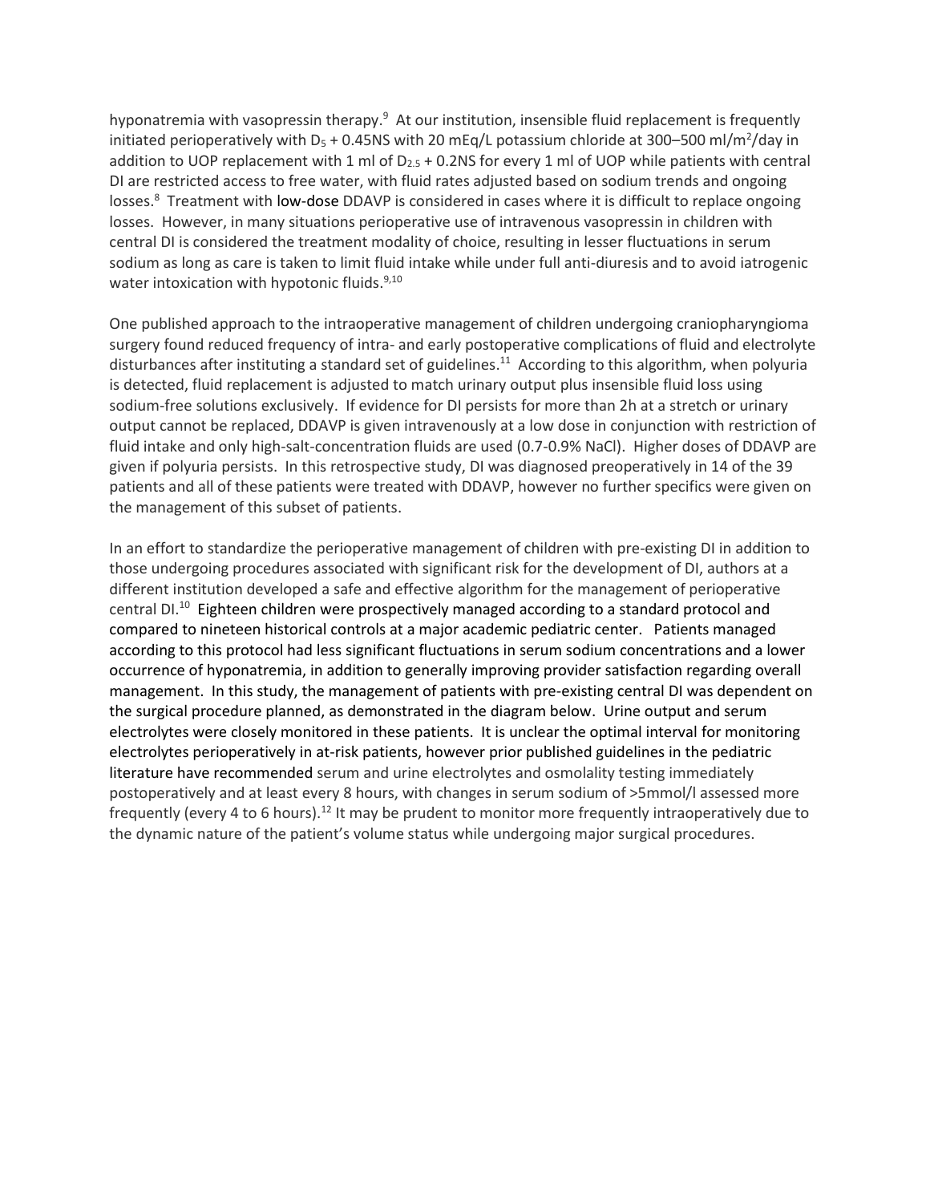hyponatremia with vasopressin therapy.[9] At our institution, insensible fluid replacement is frequently initiated perioperatively with $D_5$ + 0.45NS with 20 mEq/L potassium chloride at 300–500 ml/m$^2$/day in addition to UOP replacement with 1 ml of $D_{2.5}$ + 0.2NS for every 1 ml of UOP while patients with central DI are restricted access to free water, with fluid rates adjusted based on sodium trends and ongoing losses.[8] Treatment with low-dose DDAVP is considered in cases where it is difficult to replace ongoing losses. However, in many situations perioperative use of intravenous vasopressin in children with central DI is considered the treatment modality of choice, resulting in lesser fluctuations in serum sodium as long as care is taken to limit fluid intake while under full anti-diuresis and to avoid iatrogenic water intoxication with hypotonic fluids.[9,10]

One published approach to the intraoperative management of children undergoing craniopharyngioma surgery found reduced frequency of intra- and early postoperative complications of fluid and electrolyte disturbances after instituting a standard set of guidelines.[11] According to this algorithm, when polyuria is detected, fluid replacement is adjusted to match urinary output plus insensible fluid loss using sodium-free solutions exclusively. If evidence for DI persists for more than 2h at a stretch or urinary output cannot be replaced, DDAVP is given intravenously at a low dose in conjunction with restriction of fluid intake and only high-salt-concentration fluids are used (0.7-0.9% NaCl). Higher doses of DDAVP are given if polyuria persists. In this retrospective study, DI was diagnosed preoperatively in 14 of the 39 patients and all of these patients were treated with DDAVP, however no further specifics were given on the management of this subset of patients.

In an effort to standardize the perioperative management of children with pre-existing DI in addition to those undergoing procedures associated with significant risk for the development of DI, authors at a different institution developed a safe and effective algorithm for the management of perioperative central DI.[10] Eighteen children were prospectively managed according to a standard protocol and compared to nineteen historical controls at a major academic pediatric center. Patients managed according to this protocol had less significant fluctuations in serum sodium concentrations and a lower occurrence of hyponatremia, in addition to generally improving provider satisfaction regarding overall management. In this study, the management of patients with pre-existing central DI was dependent on the surgical procedure planned, as demonstrated in the diagram below. Urine output and serum electrolytes were closely monitored in these patients. It is unclear the optimal interval for monitoring electrolytes perioperatively in at-risk patients, however prior published guidelines in the pediatric literature have recommended serum and urine electrolytes and osmolality testing immediately postoperatively and at least every 8 hours, with changes in serum sodium of >5mmol/l assessed more frequently (every 4 to 6 hours).[12] It may be prudent to monitor more frequently intraoperatively due to the dynamic nature of the patient's volume status while undergoing major surgical procedures.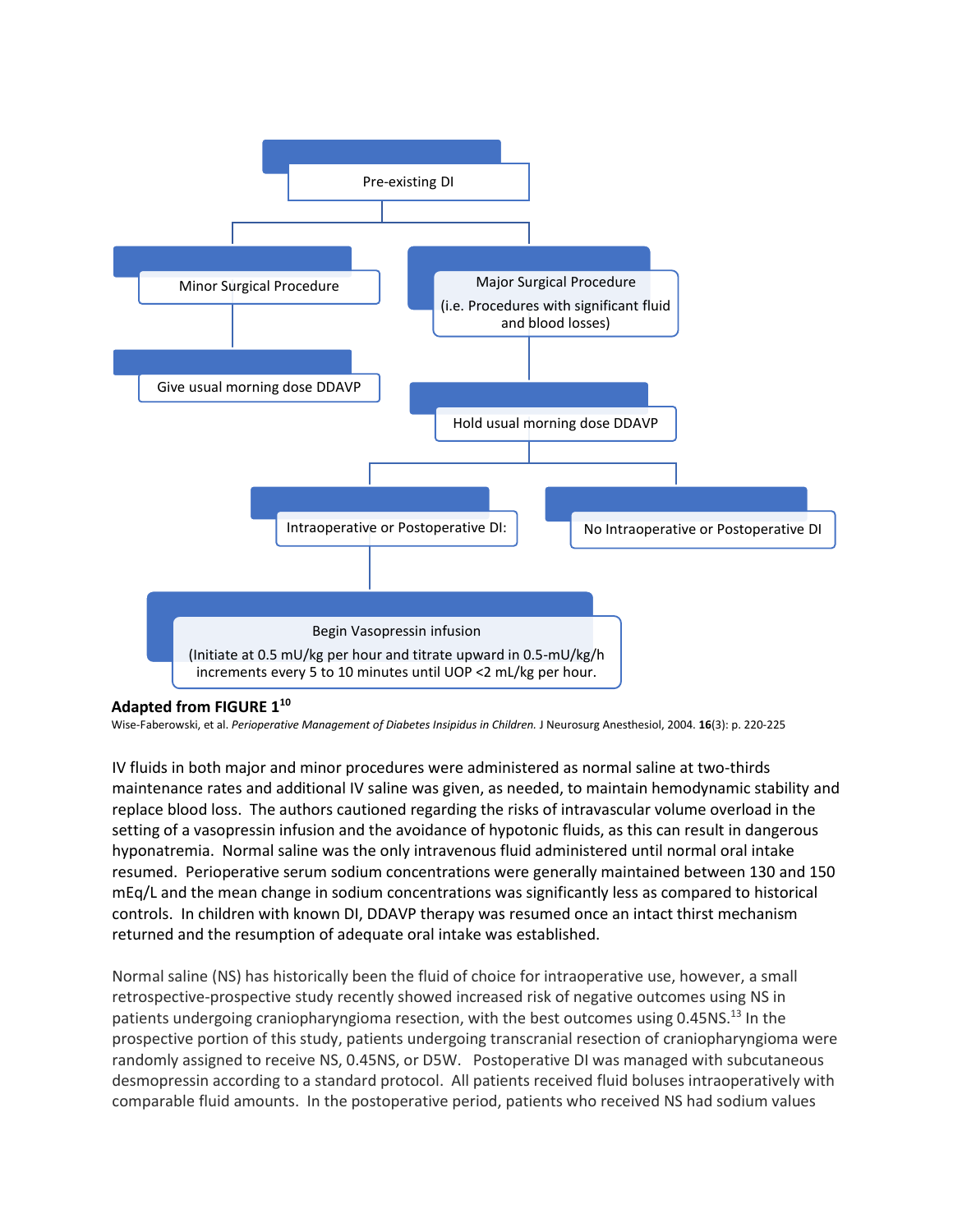Pre-existing DI

- Minor Surgical Procedure
  - Give usual morning dose DDAVP
- Major Surgical Procedure (i.e. Procedures with significant fluid and blood losses)
  - Hold usual morning dose DDAVP
    - Intraoperative or Postoperative DI:
      - Begin Vasopressin infusion (Initiate at 0.5 mU/kg per hour and titrate upward in 0.5-mU/kg/h increments every 5 to 10 minutes until UOP <2 mL/kg per hour.
    - No Intraoperative or Postoperative DI

**Adapted from FIGURE 1[10]**

Wise-Faberowski, et al. *Perioperative Management of Diabetes Insipidus in Children.* J Neurosurg Anesthesiol, 2004. **16**(3): p. 220-225

IV fluids in both major and minor procedures were administered as normal saline at two-thirds maintenance rates and additional IV saline was given, as needed, to maintain hemodynamic stability and replace blood loss. The authors cautioned regarding the risks of intravascular volume overload in the setting of a vasopressin infusion and the avoidance of hypotonic fluids, as this can result in dangerous hyponatremia. Normal saline was the only intravenous fluid administered until normal oral intake resumed. Perioperative serum sodium concentrations were generally maintained between 130 and 150 mEq/L and the mean change in sodium concentrations was significantly less as compared to historical controls. In children with known DI, DDAVP therapy was resumed once an intact thirst mechanism returned and the resumption of adequate oral intake was established.

Normal saline (NS) has historically been the fluid of choice for intraoperative use, however, a small retrospective-prospective study recently showed increased risk of negative outcomes using NS in patients undergoing craniopharyngioma resection, with the best outcomes using 0.45NS.[13] In the prospective portion of this study, patients undergoing transcranial resection of craniopharyngioma were randomly assigned to receive NS, 0.45NS, or D5W. Postoperative DI was managed with subcutaneous desmopressin according to a standard protocol. All patients received fluid boluses intraoperatively with comparable fluid amounts. In the postoperative period, patients who received NS had sodium values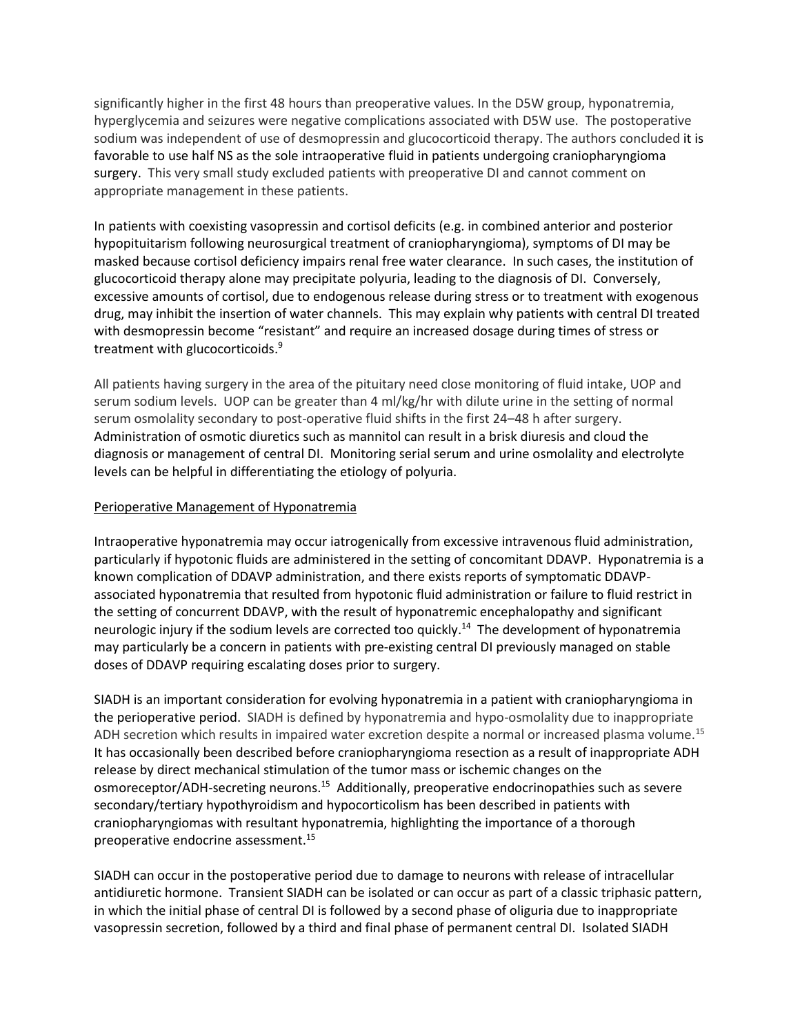significantly higher in the first 48 hours than preoperative values. In the D5W group, hyponatremia, hyperglycemia and seizures were negative complications associated with D5W use. The postoperative sodium was independent of use of desmopressin and glucocorticoid therapy. The authors concluded it is favorable to use half NS as the sole intraoperative fluid in patients undergoing craniopharyngioma surgery. This very small study excluded patients with preoperative DI and cannot comment on appropriate management in these patients.

In patients with coexisting vasopressin and cortisol deficits (e.g. in combined anterior and posterior hypopituitarism following neurosurgical treatment of craniopharyngioma), symptoms of DI may be masked because cortisol deficiency impairs renal free water clearance. In such cases, the institution of glucocorticoid therapy alone may precipitate polyuria, leading to the diagnosis of DI. Conversely, excessive amounts of cortisol, due to endogenous release during stress or to treatment with exogenous drug, may inhibit the insertion of water channels. This may explain why patients with central DI treated with desmopressin become "resistant" and require an increased dosage during times of stress or treatment with glucocorticoids.[9]

All patients having surgery in the area of the pituitary need close monitoring of fluid intake, UOP and serum sodium levels. UOP can be greater than 4 ml/kg/hr with dilute urine in the setting of normal serum osmolality secondary to post-operative fluid shifts in the first 24–48 h after surgery. Administration of osmotic diuretics such as mannitol can result in a brisk diuresis and cloud the diagnosis or management of central DI. Monitoring serial serum and urine osmolality and electrolyte levels can be helpful in differentiating the etiology of polyuria.

## Perioperative Management of Hyponatremia

Intraoperative hyponatremia may occur iatrogenically from excessive intravenous fluid administration, particularly if hypotonic fluids are administered in the setting of concomitant DDAVP. Hyponatremia is a known complication of DDAVP administration, and there exists reports of symptomatic DDAVP-associated hyponatremia that resulted from hypotonic fluid administration or failure to fluid restrict in the setting of concurrent DDAVP, with the result of hyponatremic encephalopathy and significant neurologic injury if the sodium levels are corrected too quickly.[14] The development of hyponatremia may particularly be a concern in patients with pre-existing central DI previously managed on stable doses of DDAVP requiring escalating doses prior to surgery.

SIADH is an important consideration for evolving hyponatremia in a patient with craniopharyngioma in the perioperative period. SIADH is defined by hyponatremia and hypo-osmolality due to inappropriate ADH secretion which results in impaired water excretion despite a normal or increased plasma volume.[15] It has occasionally been described before craniopharyngioma resection as a result of inappropriate ADH release by direct mechanical stimulation of the tumor mass or ischemic changes on the osmoreceptor/ADH-secreting neurons.[15] Additionally, preoperative endocrinopathies such as severe secondary/tertiary hypothyroidism and hypocorticolism has been described in patients with craniopharyngiomas with resultant hyponatremia, highlighting the importance of a thorough preoperative endocrine assessment.[15]

SIADH can occur in the postoperative period due to damage to neurons with release of intracellular antidiuretic hormone. Transient SIADH can be isolated or can occur as part of a classic triphasic pattern, in which the initial phase of central DI is followed by a second phase of oliguria due to inappropriate vasopressin secretion, followed by a third and final phase of permanent central DI. Isolated SIADH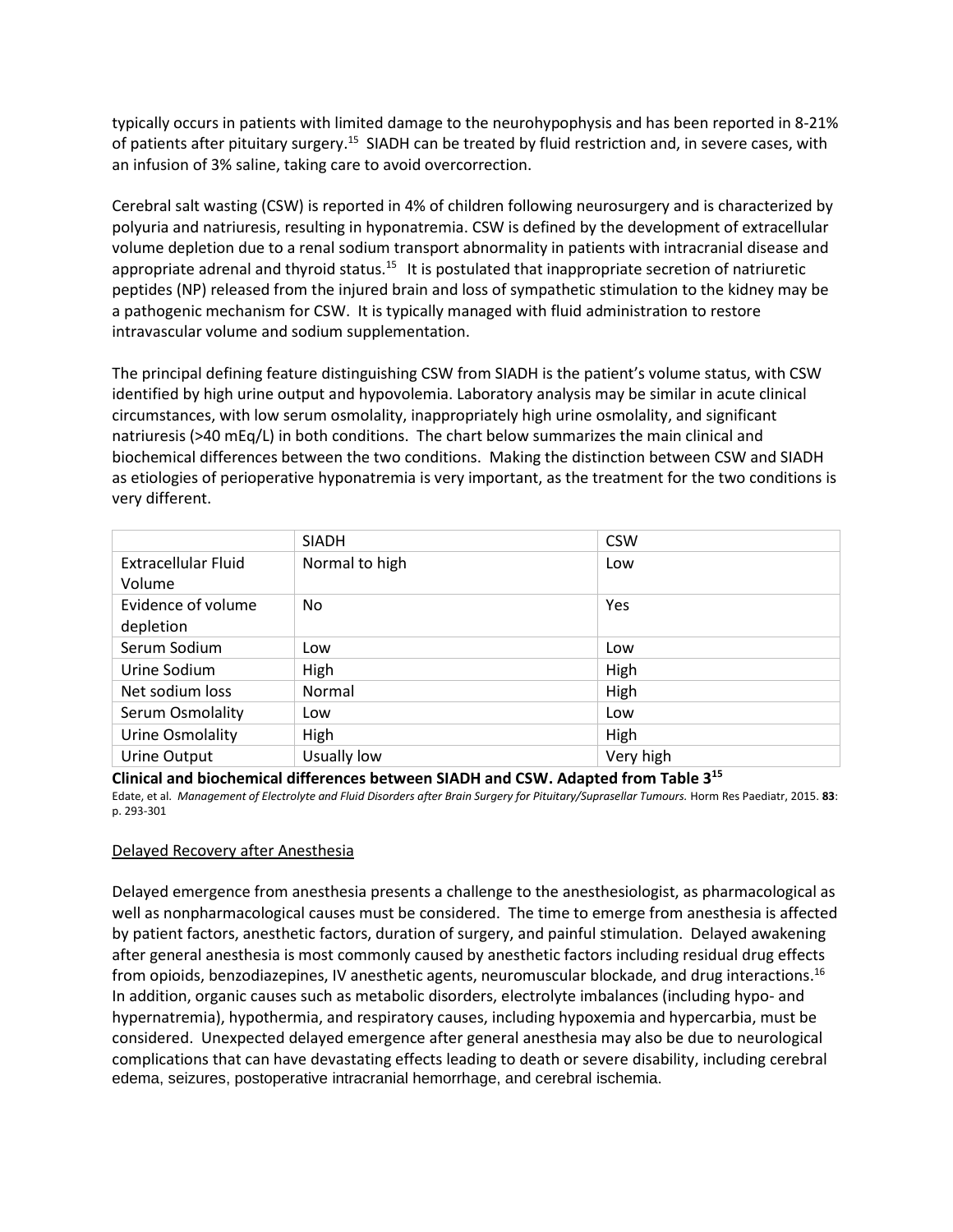typically occurs in patients with limited damage to the neurohypophysis and has been reported in 8-21% of patients after pituitary surgery.[15] SIADH can be treated by fluid restriction and, in severe cases, with an infusion of 3% saline, taking care to avoid overcorrection.

Cerebral salt wasting (CSW) is reported in 4% of children following neurosurgery and is characterized by polyuria and natriuresis, resulting in hyponatremia. CSW is defined by the development of extracellular volume depletion due to a renal sodium transport abnormality in patients with intracranial disease and appropriate adrenal and thyroid status.[15] It is postulated that inappropriate secretion of natriuretic peptides (NP) released from the injured brain and loss of sympathetic stimulation to the kidney may be a pathogenic mechanism for CSW. It is typically managed with fluid administration to restore intravascular volume and sodium supplementation.

The principal defining feature distinguishing CSW from SIADH is the patient's volume status, with CSW identified by high urine output and hypovolemia. Laboratory analysis may be similar in acute clinical circumstances, with low serum osmolality, inappropriately high urine osmolality, and significant natriuresis (>40 mEq/L) in both conditions. The chart below summarizes the main clinical and biochemical differences between the two conditions. Making the distinction between CSW and SIADH as etiologies of perioperative hyponatremia is very important, as the treatment for the two conditions is very different.

| | SIADH | CSW |
|---|---|---|
| Extracellular Fluid Volume | Normal to high | Low |
| Evidence of volume depletion | No | Yes |
| Serum Sodium | Low | Low |
| Urine Sodium | High | High |
| Net sodium loss | Normal | High |
| Serum Osmolality | Low | Low |
| Urine Osmolality | High | High |
| Urine Output | Usually low | Very high |

**Clinical and biochemical differences between SIADH and CSW. Adapted from Table 3[15]**

Edate, et al. *Management of Electrolyte and Fluid Disorders after Brain Surgery for Pituitary/Suprasellar Tumours.* Horm Res Paediatr, 2015. **83**: p. 293-301

## Delayed Recovery after Anesthesia

Delayed emergence from anesthesia presents a challenge to the anesthesiologist, as pharmacological as well as nonpharmacological causes must be considered. The time to emerge from anesthesia is affected by patient factors, anesthetic factors, duration of surgery, and painful stimulation. Delayed awakening after general anesthesia is most commonly caused by anesthetic factors including residual drug effects from opioids, benzodiazepines, IV anesthetic agents, neuromuscular blockade, and drug interactions.[16] In addition, organic causes such as metabolic disorders, electrolyte imbalances (including hypo- and hypernatremia), hypothermia, and respiratory causes, including hypoxemia and hypercarbia, must be considered. Unexpected delayed emergence after general anesthesia may also be due to neurological complications that can have devastating effects leading to death or severe disability, including cerebral edema, seizures, postoperative intracranial hemorrhage, and cerebral ischemia.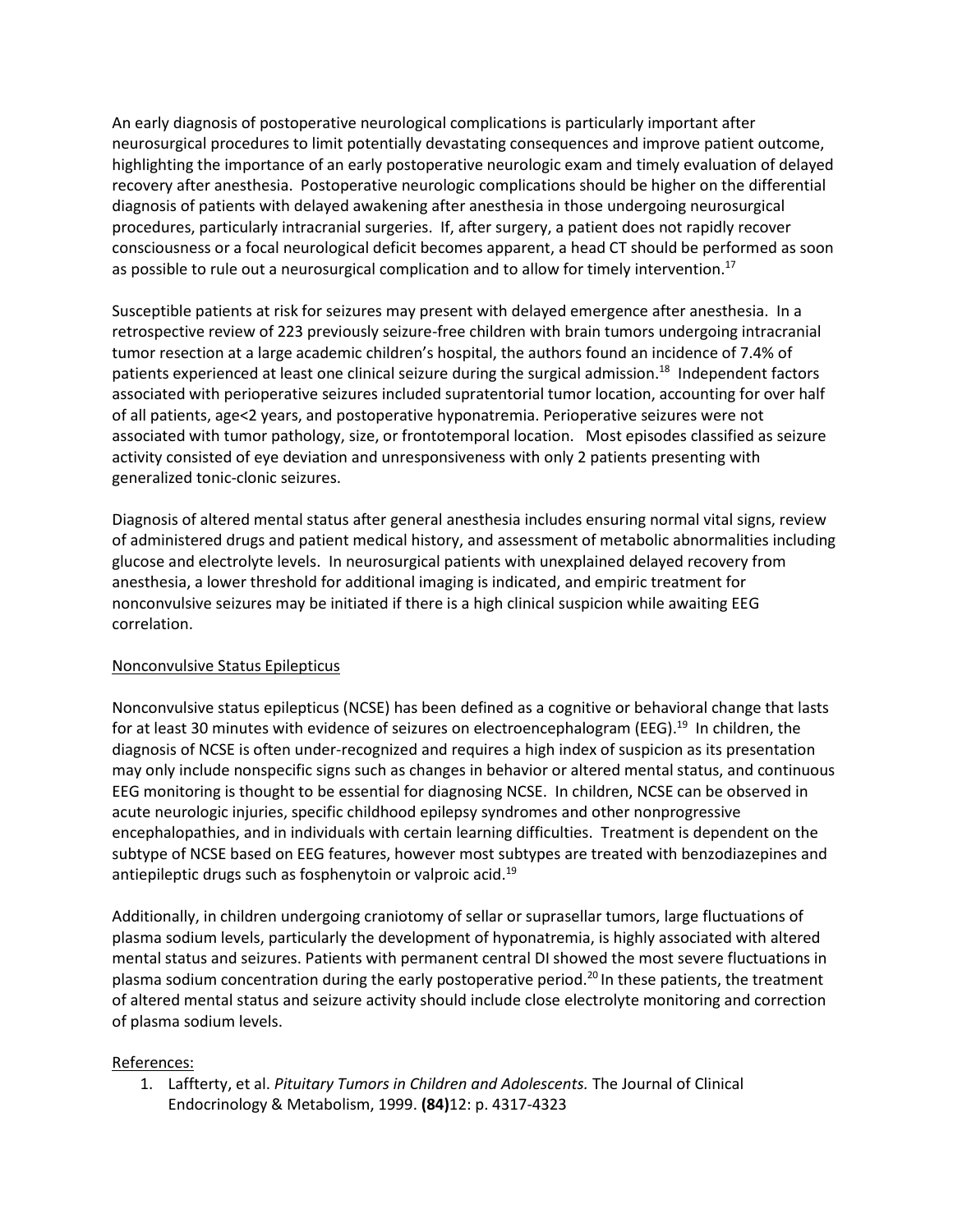An early diagnosis of postoperative neurological complications is particularly important after neurosurgical procedures to limit potentially devastating consequences and improve patient outcome, highlighting the importance of an early postoperative neurologic exam and timely evaluation of delayed recovery after anesthesia. Postoperative neurologic complications should be higher on the differential diagnosis of patients with delayed awakening after anesthesia in those undergoing neurosurgical procedures, particularly intracranial surgeries. If, after surgery, a patient does not rapidly recover consciousness or a focal neurological deficit becomes apparent, a head CT should be performed as soon as possible to rule out a neurosurgical complication and to allow for timely intervention.[17]

Susceptible patients at risk for seizures may present with delayed emergence after anesthesia. In a retrospective review of 223 previously seizure-free children with brain tumors undergoing intracranial tumor resection at a large academic children's hospital, the authors found an incidence of 7.4% of patients experienced at least one clinical seizure during the surgical admission.[18] Independent factors associated with perioperative seizures included supratentorial tumor location, accounting for over half of all patients, age<2 years, and postoperative hyponatremia. Perioperative seizures were not associated with tumor pathology, size, or frontotemporal location. Most episodes classified as seizure activity consisted of eye deviation and unresponsiveness with only 2 patients presenting with generalized tonic-clonic seizures.

Diagnosis of altered mental status after general anesthesia includes ensuring normal vital signs, review of administered drugs and patient medical history, and assessment of metabolic abnormalities including glucose and electrolyte levels. In neurosurgical patients with unexplained delayed recovery from anesthesia, a lower threshold for additional imaging is indicated, and empiric treatment for nonconvulsive seizures may be initiated if there is a high clinical suspicion while awaiting EEG correlation.

<u>Nonconvulsive Status Epilepticus</u>

Nonconvulsive status epilepticus (NCSE) has been defined as a cognitive or behavioral change that lasts for at least 30 minutes with evidence of seizures on electroencephalogram (EEG).[19] In children, the diagnosis of NCSE is often under-recognized and requires a high index of suspicion as its presentation may only include nonspecific signs such as changes in behavior or altered mental status, and continuous EEG monitoring is thought to be essential for diagnosing NCSE. In children, NCSE can be observed in acute neurologic injuries, specific childhood epilepsy syndromes and other nonprogressive encephalopathies, and in individuals with certain learning difficulties. Treatment is dependent on the subtype of NCSE based on EEG features, however most subtypes are treated with benzodiazepines and antiepileptic drugs such as fosphenytoin or valproic acid.[19]

Additionally, in children undergoing craniotomy of sellar or suprasellar tumors, large fluctuations of plasma sodium levels, particularly the development of hyponatremia, is highly associated with altered mental status and seizures. Patients with permanent central DI showed the most severe fluctuations in plasma sodium concentration during the early postoperative period.[20] In these patients, the treatment of altered mental status and seizure activity should include close electrolyte monitoring and correction of plasma sodium levels.

<u>References:</u>

1. Laffterty, et al. *Pituitary Tumors in Children and Adolescents.* The Journal of Clinical Endocrinology & Metabolism, 1999. **(84)**12: p. 4317-4323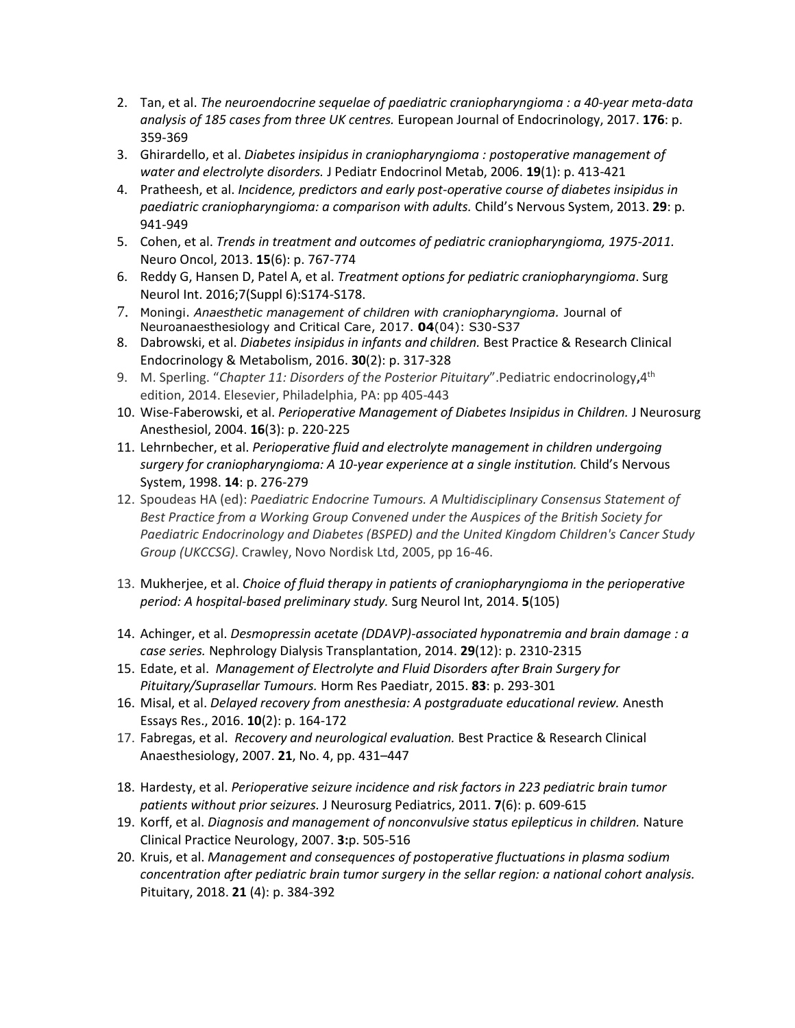2. Tan, et al. *The neuroendocrine sequelae of paediatric craniopharyngioma : a 40-year meta-data analysis of 185 cases from three UK centres.* European Journal of Endocrinology, 2017. **176**: p. 359-369
3. Ghirardello, et al. *Diabetes insipidus in craniopharyngioma : postoperative management of water and electrolyte disorders.* J Pediatr Endocrinol Metab, 2006. **19**(1): p. 413-421
4. Pratheesh, et al. *Incidence, predictors and early post-operative course of diabetes insipidus in paediatric craniopharyngioma: a comparison with adults.* Child's Nervous System, 2013. **29**: p. 941-949
5. Cohen, et al. *Trends in treatment and outcomes of pediatric craniopharyngioma, 1975-2011.* Neuro Oncol, 2013. **15**(6): p. 767-774
6. Reddy G, Hansen D, Patel A, et al. *Treatment options for pediatric craniopharyngioma*. Surg Neurol Int. 2016;7(Suppl 6):S174-S178.
7. Moningi. *Anaesthetic management of children with craniopharyngioma.* Journal of Neuroanaesthesiology and Critical Care, 2017. **04**(04): S30-S37
8. Dabrowski, et al. *Diabetes insipidus in infants and children.* Best Practice & Research Clinical Endocrinology & Metabolism, 2016. **30**(2): p. 317-328
9. M. Sperling. "*Chapter 11: Disorders of the Posterior Pituitary*".Pediatric endocrinology**,**4th edition, 2014. Elesevier, Philadelphia, PA: pp 405-443
10. Wise-Faberowski, et al. *Perioperative Management of Diabetes Insipidus in Children.* J Neurosurg Anesthesiol, 2004. **16**(3): p. 220-225
11. Lehrnbecher, et al. *Perioperative fluid and electrolyte management in children undergoing surgery for craniopharyngioma: A 10-year experience at a single institution.* Child's Nervous System, 1998. **14**: p. 276-279
12. Spoudeas HA (ed): *Paediatric Endocrine Tumours. A Multidisciplinary Consensus Statement of Best Practice from a Working Group Convened under the Auspices of the British Society for Paediatric Endocrinology and Diabetes (BSPED) and the United Kingdom Children's Cancer Study Group (UKCCSG)*. Crawley, Novo Nordisk Ltd, 2005, pp 16-46.
13. Mukherjee, et al. *Choice of fluid therapy in patients of craniopharyngioma in the perioperative period: A hospital-based preliminary study.* Surg Neurol Int, 2014. **5**(105)
14. Achinger, et al. *Desmopressin acetate (DDAVP)-associated hyponatremia and brain damage : a case series.* Nephrology Dialysis Transplantation, 2014. **29**(12): p. 2310-2315
15. Edate, et al. *Management of Electrolyte and Fluid Disorders after Brain Surgery for Pituitary/Suprasellar Tumours.* Horm Res Paediatr, 2015. **83**: p. 293-301
16. Misal, et al. *Delayed recovery from anesthesia: A postgraduate educational review.* Anesth Essays Res., 2016. **10**(2): p. 164-172
17. Fabregas, et al. *Recovery and neurological evaluation.* Best Practice & Research Clinical Anaesthesiology, 2007. **21**, No. 4, pp. 431–447
18. Hardesty, et al. *Perioperative seizure incidence and risk factors in 223 pediatric brain tumor patients without prior seizures.* J Neurosurg Pediatrics, 2011. **7**(6): p. 609-615
19. Korff, et al. *Diagnosis and management of nonconvulsive status epilepticus in children.* Nature Clinical Practice Neurology, 2007. **3:**p. 505-516
20. Kruis, et al. *Management and consequences of postoperative fluctuations in plasma sodium concentration after pediatric brain tumor surgery in the sellar region: a national cohort analysis.* Pituitary, 2018. **21** (4): p. 384-392